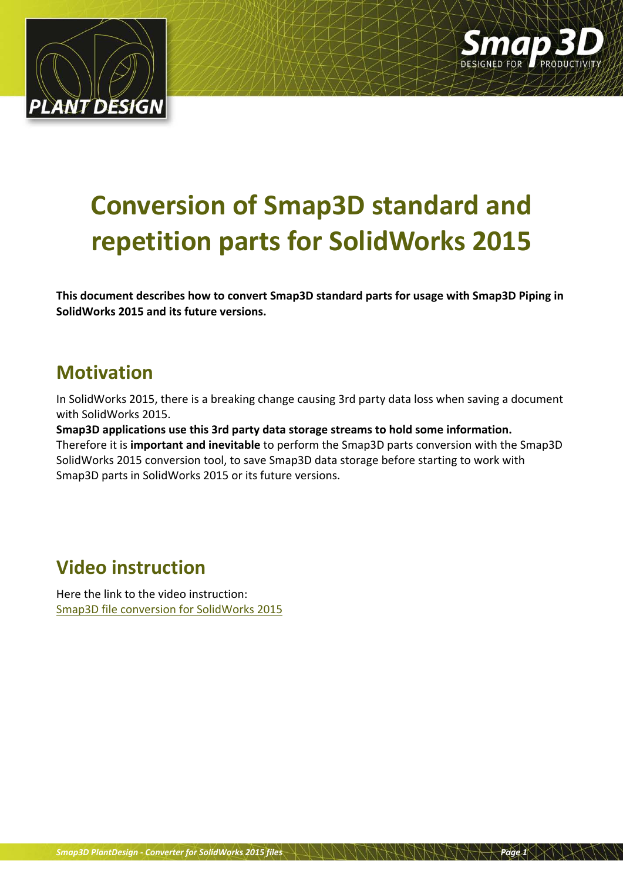# Conversion of Smap3D standard and repetition parts for SolidWorks 2015

**This document describes how to convert Smap3D standard parts for usage with Smap3D Piping in SolidWorks 2015 and its future versions.**

## Motivation

In SolidWorks 2015, there is a breaking change causing 3rd party data loss when saving a document with SolidWorks 2015.

**Smap3D applications use this 3rd party data storage streams to hold some information.**

Therefore it is **important and inevitable** to perform the Smap3D parts conversion with the Smap3D SolidWorks 2015 conversion tool, to save Smap3D data storage before starting to work with Smap3D parts in SolidWorks 2015 or its future versions.

## Video instruction

Here the link to the video instruction:
Smap3D file conversion for SolidWorks 2015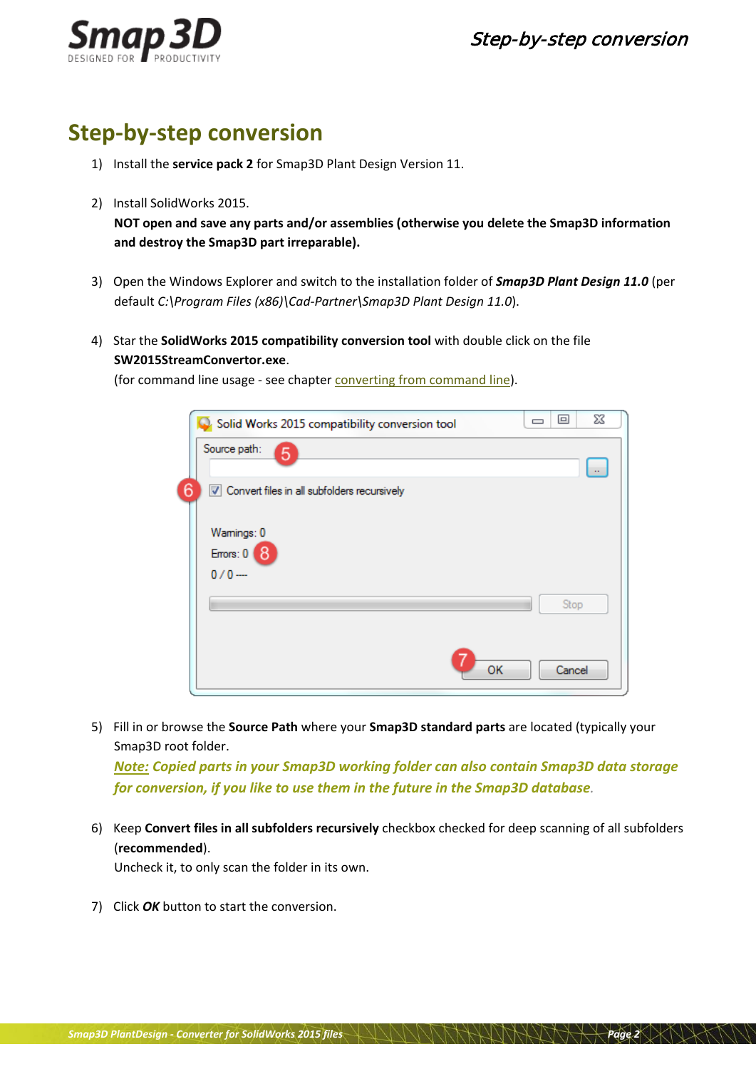## Step-by-step conversion

1) Install the **service pack 2** for Smap3D Plant Design Version 11.

2) Install SolidWorks 2015.
   **NOT open and save any parts and/or assemblies (otherwise you delete the Smap3D information and destroy the Smap3D part irreparable).**

3) Open the Windows Explorer and switch to the installation folder of ***Smap3D Plant Design 11.0*** (per default *C:\Program Files (x86)\Cad-Partner\Smap3D Plant Design 11.0*).

4) Star the **SolidWorks 2015 compatibility conversion tool** with double click on the file **SW2015StreamConvertor.exe**.
   (for command line usage - see chapter converting from command line).

5) Fill in or browse the **Source Path** where your **Smap3D standard parts** are located (typically your Smap3D root folder.
   *Note: Copied parts in your Smap3D working folder can also contain Smap3D data storage for conversion, if you like to use them in the future in the Smap3D database.*

6) Keep **Convert files in all subfolders recursively** checkbox checked for deep scanning of all subfolders (**recommended**).
   Uncheck it, to only scan the folder in its own.

7) Click ***OK*** button to start the conversion.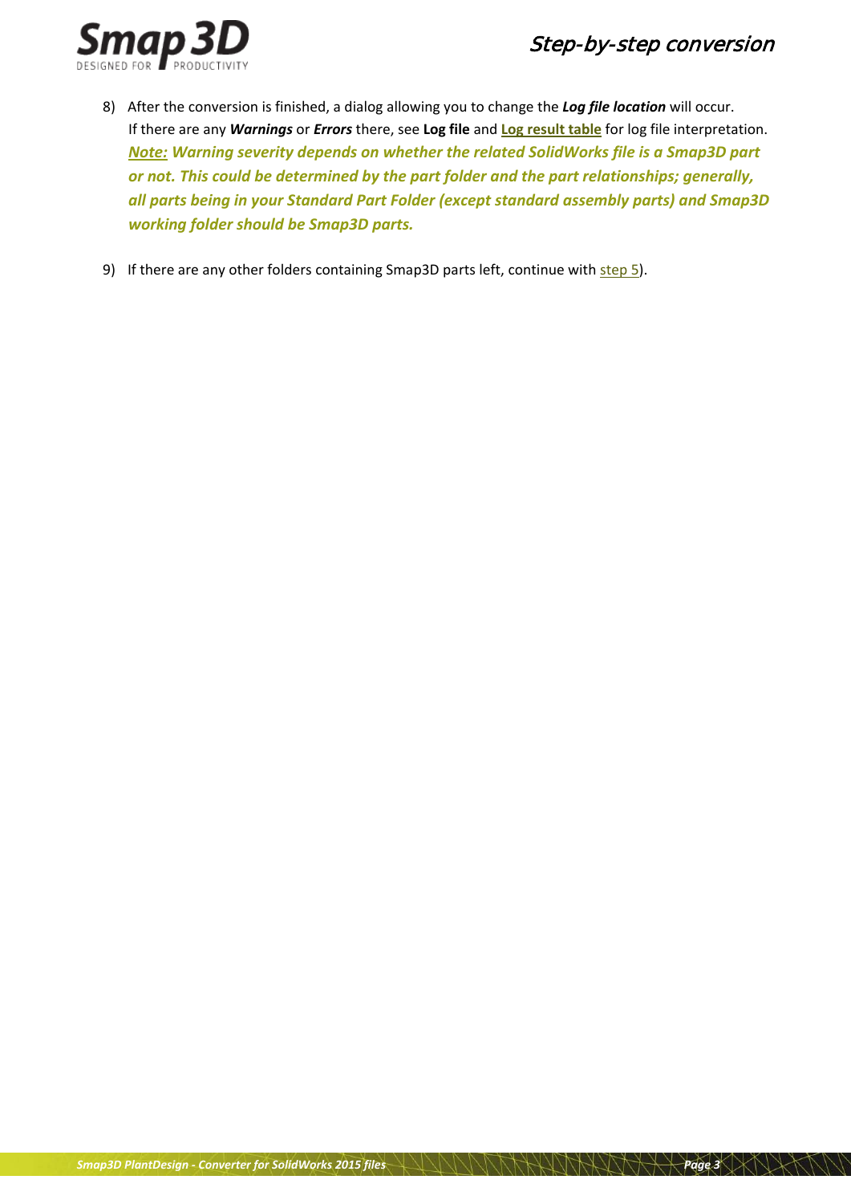8) After the conversion is finished, a dialog allowing you to change the ***Log file location*** will occur.
   If there are any ***Warnings*** or ***Errors*** there, see **Log file** and **Log result table** for log file interpretation.
   ***Note:* Warning severity depends on whether the related SolidWorks file is a Smap3D part or not. This could be determined by the part folder and the part relationships; generally, all parts being in your Standard Part Folder (except standard assembly parts) and Smap3D working folder should be Smap3D parts.**

9) If there are any other folders containing Smap3D parts left, continue with step 5).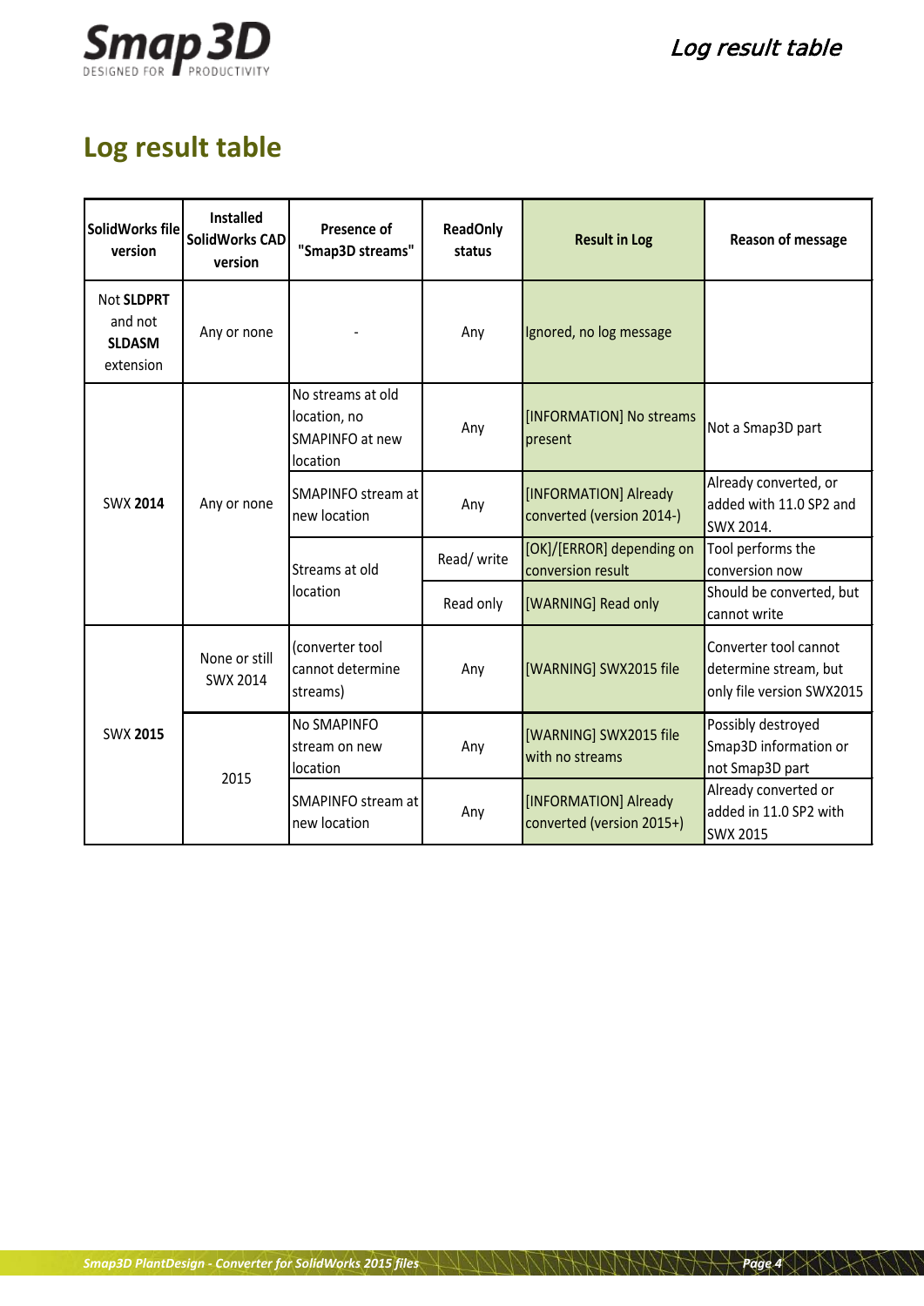## Log result table

| SolidWorks file version | Installed SolidWorks CAD version | Presence of "Smap3D streams" | ReadOnly status | Result in Log | Reason of message |
|---|---|---|---|---|---|
| Not **SLDPRT** and not **SLDASM** extension | Any or none | - | Any | Ignored, no log message | |
| SWX **2014** | Any or none | No streams at old location, no SMAPINFO at new location | Any | [INFORMATION] No streams present | Not a Smap3D part |
| | | SMAPINFO stream at new location | Any | [INFORMATION] Already converted (version 2014-) | Already converted, or added with 11.0 SP2 and SWX 2014. |
| | | Streams at old location | Read/ write | [OK]/[ERROR] depending on conversion result | Tool performs the conversion now |
| | | | Read only | [WARNING] Read only | Should be converted, but cannot write |
| SWX **2015** | None or still SWX 2014 | (converter tool cannot determine streams) | Any | [WARNING] SWX2015 file | Converter tool cannot determine stream, but only file version SWX2015 |
| | 2015 | No SMAPINFO stream on new location | Any | [WARNING] SWX2015 file with no streams | Possibly destroyed Smap3D information or not Smap3D part |
| | | SMAPINFO stream at new location | Any | [INFORMATION] Already converted (version 2015+) | Already converted or added in 11.0 SP2 with SWX 2015 |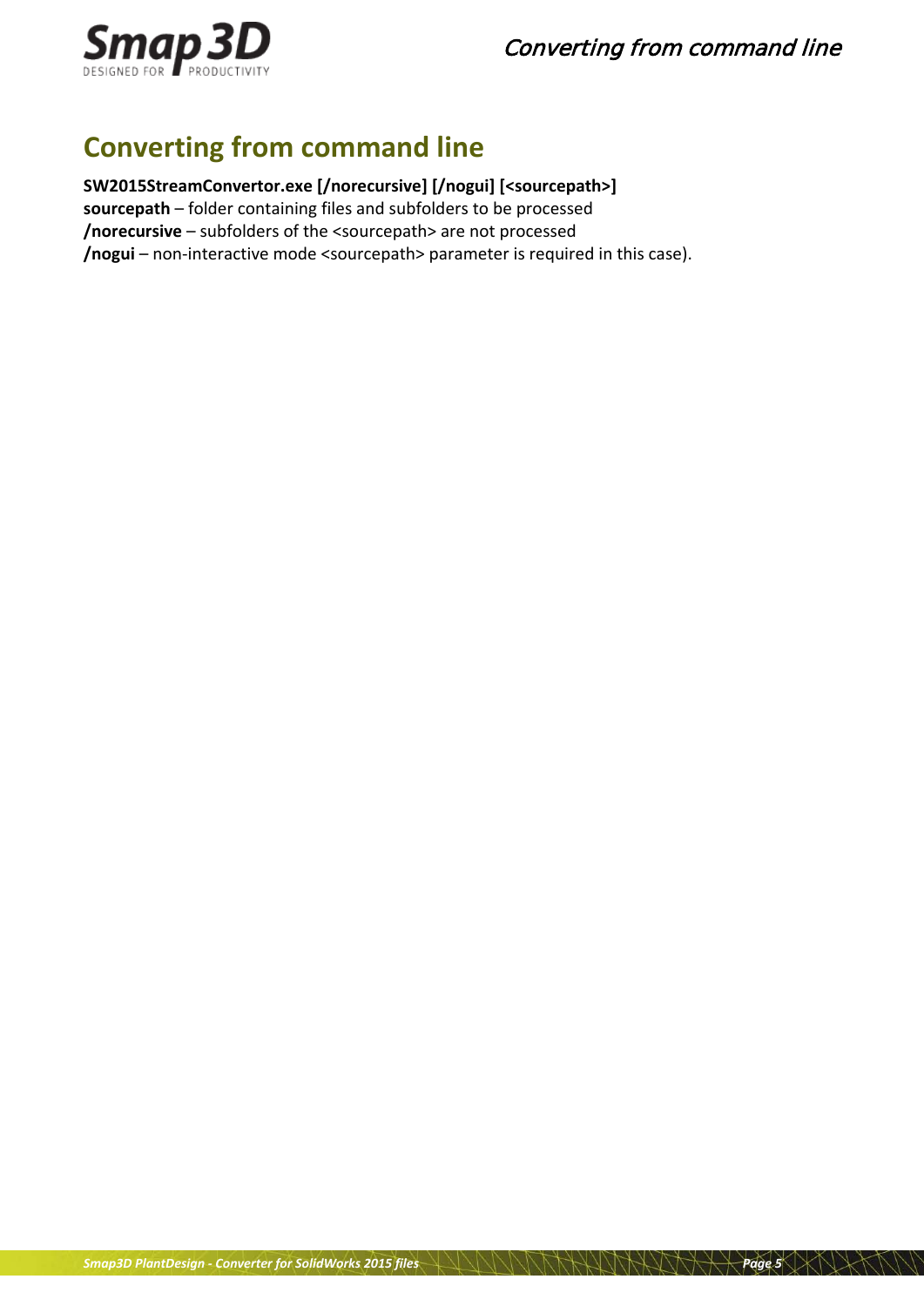# Converting from command line

**SW2015StreamConvertor.exe [/norecursive] [/nogui] [<sourcepath>]**
**sourcepath** – folder containing files and subfolders to be processed
**/norecursive** – subfolders of the <sourcepath> are not processed
**/nogui** – non-interactive mode <sourcepath> parameter is required in this case).